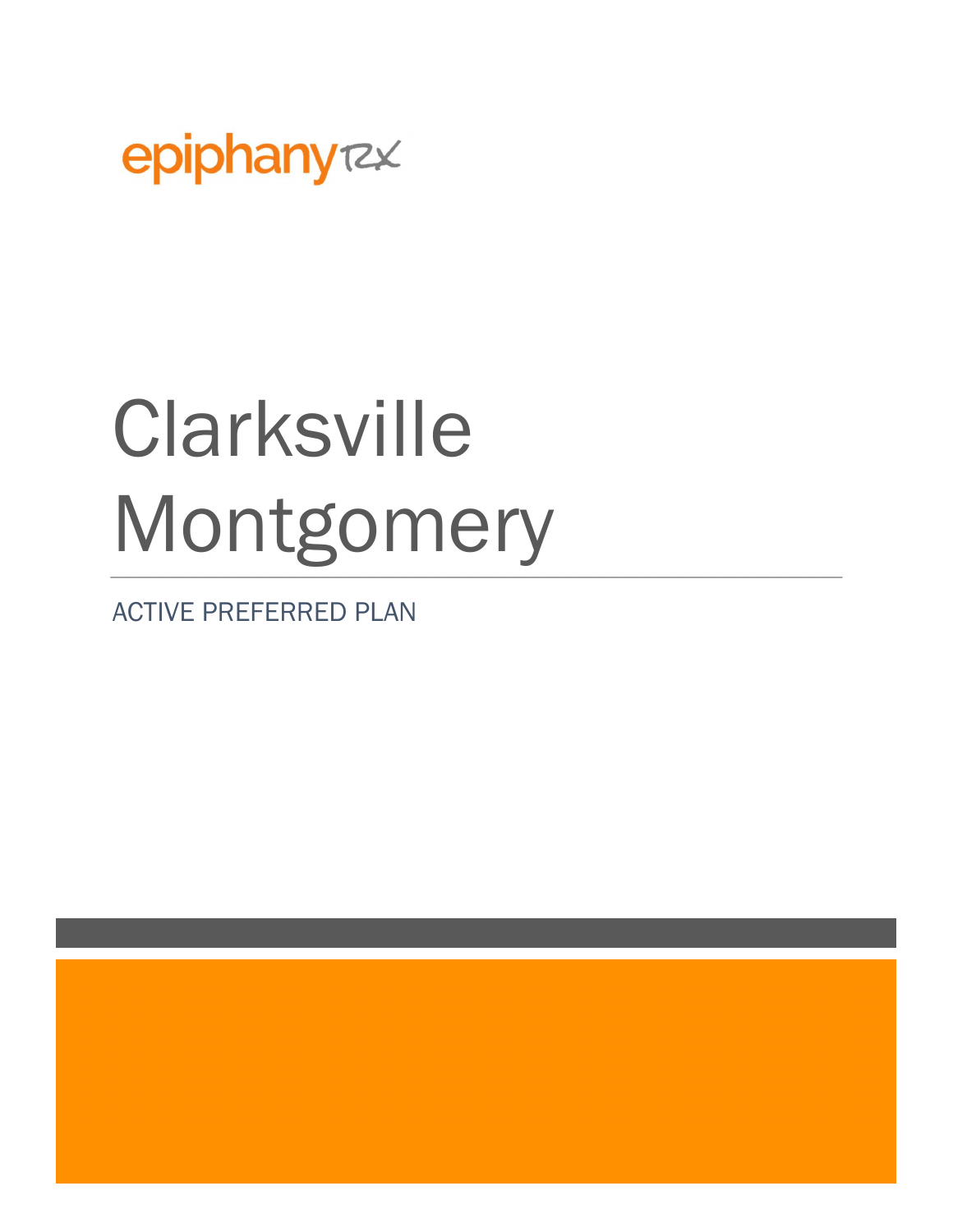epiphany RX

# Clarksville Montgomery

ACTIVE PREFERRED PLAN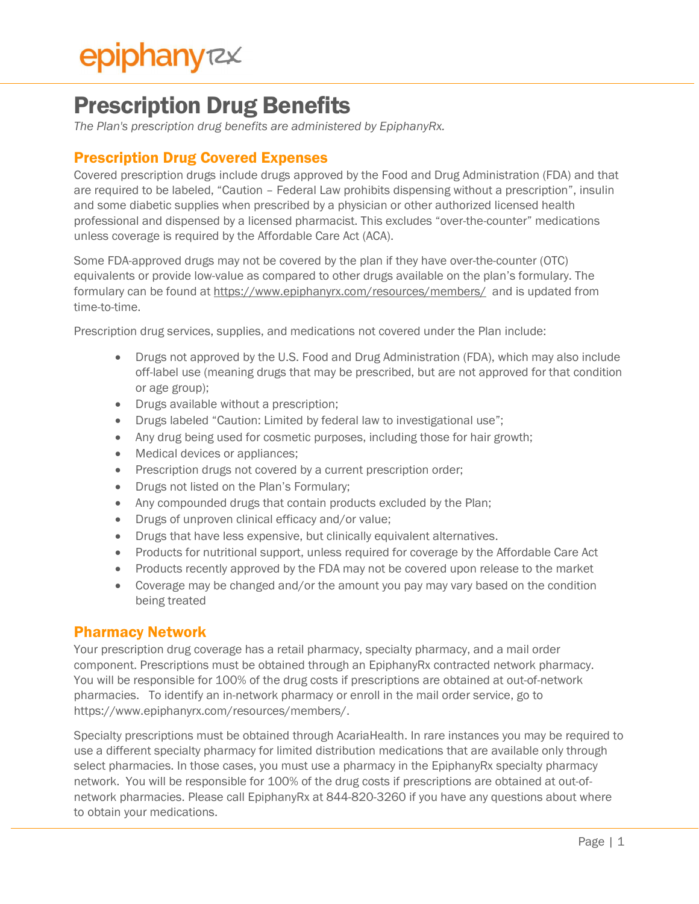# Prescription Drug Benefits

*The Plan's prescription drug benefits are administered by EpiphanyRx.*

## Prescription Drug Covered Expenses

Covered prescription drugs include drugs approved by the Food and Drug Administration (FDA) and that are required to be labeled, "Caution – Federal Law prohibits dispensing without a prescription", insulin and some diabetic supplies when prescribed by a physician or other authorized licensed health professional and dispensed by a licensed pharmacist. This excludes "over-the-counter" medications unless coverage is required by the Affordable Care Act (ACA).

Some FDA-approved drugs may not be covered by the plan if they have over-the-counter (OTC) equivalents or provide low-value as compared to other drugs available on the plan's formulary. The formulary can be found at https://www.epiphanyrx.com/resources/members/ and is updated from time-to-time.

Prescription drug services, supplies, and medications not covered under the Plan include:

- Drugs not approved by the U.S. Food and Drug Administration (FDA), which may also include off-label use (meaning drugs that may be prescribed, but are not approved for that condition or age group);
- Drugs available without a prescription;
- Drugs labeled "Caution: Limited by federal law to investigational use";
- Any drug being used for cosmetic purposes, including those for hair growth;
- Medical devices or appliances;
- Prescription drugs not covered by a current prescription order;
- Drugs not listed on the Plan's Formulary;
- Any compounded drugs that contain products excluded by the Plan;
- Drugs of unproven clinical efficacy and/or value;
- Drugs that have less expensive, but clinically equivalent alternatives.
- Products for nutritional support, unless required for coverage by the Affordable Care Act
- Products recently approved by the FDA may not be covered upon release to the market
- Coverage may be changed and/or the amount you pay may vary based on the condition being treated

## Pharmacy Network

Your prescription drug coverage has a retail pharmacy, specialty pharmacy, and a mail order component. Prescriptions must be obtained through an EpiphanyRx contracted network pharmacy. You will be responsible for 100% of the drug costs if prescriptions are obtained at out-of-network pharmacies. To identify an in-network pharmacy or enroll in the mail order service, go to https://www.epiphanyrx.com/resources/members/.

Specialty prescriptions must be obtained through AcariaHealth. In rare instances you may be required to use a different specialty pharmacy for limited distribution medications that are available only through select pharmacies. In those cases, you must use a pharmacy in the EpiphanyRx specialty pharmacy network. You will be responsible for 100% of the drug costs if prescriptions are obtained at out-of-network pharmacies. Please call EpiphanyRx at 844-820-3260 if you have any questions about where to obtain your medications.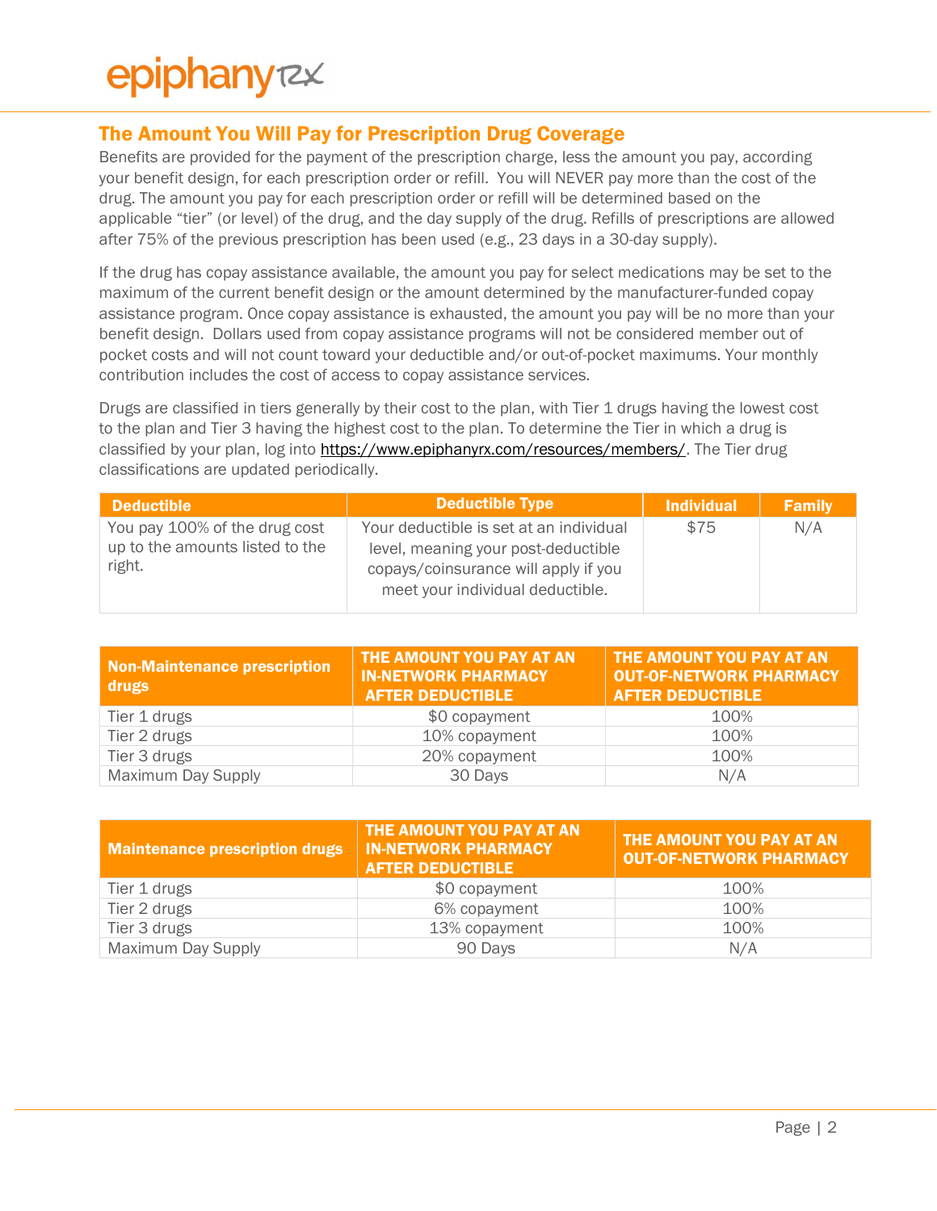epiphanyRx

## The Amount You Will Pay for Prescription Drug Coverage

Benefits are provided for the payment of the prescription charge, less the amount you pay, according your benefit design, for each prescription order or refill. You will NEVER pay more than the cost of the drug. The amount you pay for each prescription order or refill will be determined based on the applicable "tier" (or level) of the drug, and the day supply of the drug. Refills of prescriptions are allowed after 75% of the previous prescription has been used (e.g., 23 days in a 30-day supply).

If the drug has copay assistance available, the amount you pay for select medications may be set to the maximum of the current benefit design or the amount determined by the manufacturer-funded copay assistance program. Once copay assistance is exhausted, the amount you pay will be no more than your benefit design. Dollars used from copay assistance programs will not be considered member out of pocket costs and will not count toward your deductible and/or out-of-pocket maximums. Your monthly contribution includes the cost of access to copay assistance services.

Drugs are classified in tiers generally by their cost to the plan, with Tier 1 drugs having the lowest cost to the plan and Tier 3 having the highest cost to the plan. To determine the Tier in which a drug is classified by your plan, log into https://www.epiphanyrx.com/resources/members/. The Tier drug classifications are updated periodically.

| Deductible | Deductible Type | Individual | Family |
|---|---|---|---|
| You pay 100% of the drug cost up to the amounts listed to the right. | Your deductible is set at an individual level, meaning your post-deductible copays/coinsurance will apply if you meet your individual deductible. | $75 | N/A |

| Non-Maintenance prescription drugs | THE AMOUNT YOU PAY AT AN IN-NETWORK PHARMACY AFTER DEDUCTIBLE | THE AMOUNT YOU PAY AT AN OUT-OF-NETWORK PHARMACY AFTER DEDUCTIBLE |
|---|---|---|
| Tier 1 drugs | $0 copayment | 100% |
| Tier 2 drugs | 10% copayment | 100% |
| Tier 3 drugs | 20% copayment | 100% |
| Maximum Day Supply | 30 Days | N/A |

| Maintenance prescription drugs | THE AMOUNT YOU PAY AT AN IN-NETWORK PHARMACY AFTER DEDUCTIBLE | THE AMOUNT YOU PAY AT AN OUT-OF-NETWORK PHARMACY |
|---|---|---|
| Tier 1 drugs | $0 copayment | 100% |
| Tier 2 drugs | 6% copayment | 100% |
| Tier 3 drugs | 13% copayment | 100% |
| Maximum Day Supply | 90 Days | N/A |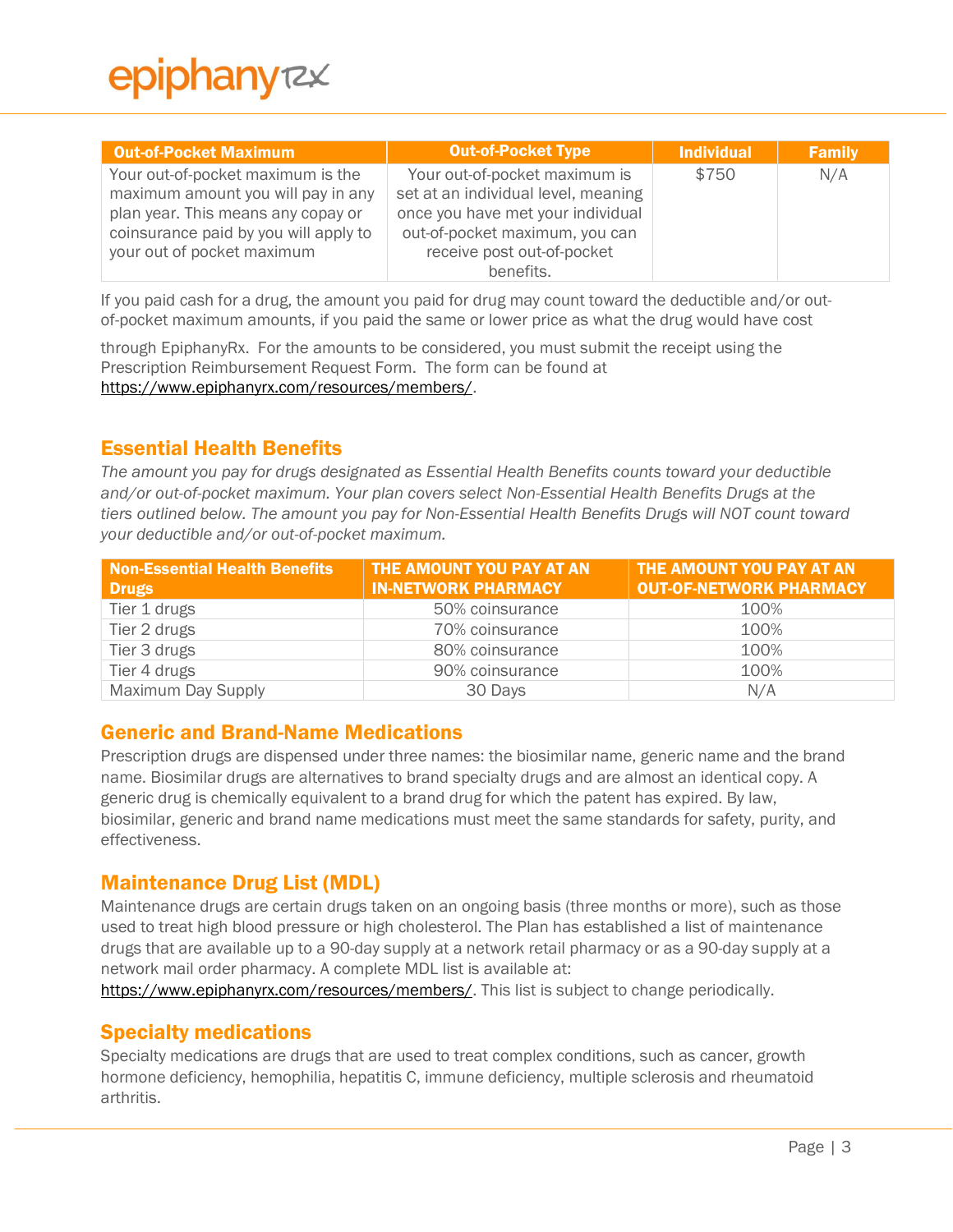| Out-of-Pocket Maximum | Out-of-Pocket Type | Individual | Family |
|---|---|---|---|
| Your out-of-pocket maximum is the maximum amount you will pay in any plan year. This means any copay or coinsurance paid by you will apply to your out of pocket maximum | Your out-of-pocket maximum is set at an individual level, meaning once you have met your individual out-of-pocket maximum, you can receive post out-of-pocket benefits. | $750 | N/A |

If you paid cash for a drug, the amount you paid for drug may count toward the deductible and/or out-of-pocket maximum amounts, if you paid the same or lower price as what the drug would have cost through EpiphanyRx. For the amounts to be considered, you must submit the receipt using the Prescription Reimbursement Request Form. The form can be found at https://www.epiphanyrx.com/resources/members/.

## Essential Health Benefits

*The amount you pay for drugs designated as Essential Health Benefits counts toward your deductible and/or out-of-pocket maximum. Your plan covers select Non-Essential Health Benefits Drugs at the tiers outlined below. The amount you pay for Non-Essential Health Benefits Drugs will NOT count toward your deductible and/or out-of-pocket maximum.*

| Non-Essential Health Benefits Drugs | THE AMOUNT YOU PAY AT AN IN-NETWORK PHARMACY | THE AMOUNT YOU PAY AT AN OUT-OF-NETWORK PHARMACY |
|---|---|---|
| Tier 1 drugs | 50% coinsurance | 100% |
| Tier 2 drugs | 70% coinsurance | 100% |
| Tier 3 drugs | 80% coinsurance | 100% |
| Tier 4 drugs | 90% coinsurance | 100% |
| Maximum Day Supply | 30 Days | N/A |

## Generic and Brand-Name Medications

Prescription drugs are dispensed under three names: the biosimilar name, generic name and the brand name. Biosimilar drugs are alternatives to brand specialty drugs and are almost an identical copy. A generic drug is chemically equivalent to a brand drug for which the patent has expired. By law, biosimilar, generic and brand name medications must meet the same standards for safety, purity, and effectiveness.

## Maintenance Drug List (MDL)

Maintenance drugs are certain drugs taken on an ongoing basis (three months or more), such as those used to treat high blood pressure or high cholesterol. The Plan has established a list of maintenance drugs that are available up to a 90-day supply at a network retail pharmacy or as a 90-day supply at a network mail order pharmacy. A complete MDL list is available at: https://www.epiphanyrx.com/resources/members/. This list is subject to change periodically.

## Specialty medications

Specialty medications are drugs that are used to treat complex conditions, such as cancer, growth hormone deficiency, hemophilia, hepatitis C, immune deficiency, multiple sclerosis and rheumatoid arthritis.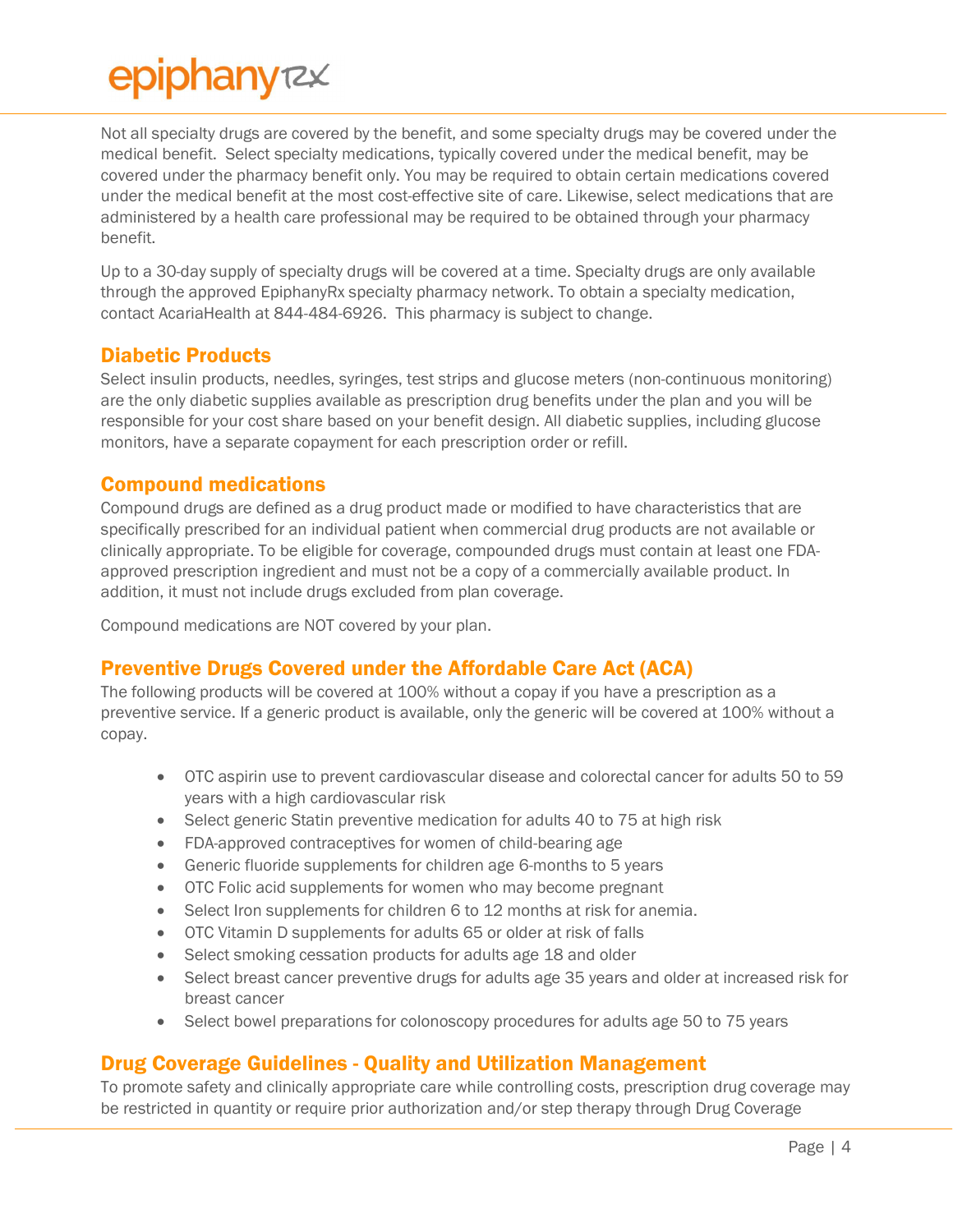Not all specialty drugs are covered by the benefit, and some specialty drugs may be covered under the medical benefit. Select specialty medications, typically covered under the medical benefit, may be covered under the pharmacy benefit only. You may be required to obtain certain medications covered under the medical benefit at the most cost-effective site of care. Likewise, select medications that are administered by a health care professional may be required to be obtained through your pharmacy benefit.

Up to a 30-day supply of specialty drugs will be covered at a time. Specialty drugs are only available through the approved EpiphanyRx specialty pharmacy network. To obtain a specialty medication, contact AcariaHealth at 844-484-6926. This pharmacy is subject to change.

## Diabetic Products

Select insulin products, needles, syringes, test strips and glucose meters (non-continuous monitoring) are the only diabetic supplies available as prescription drug benefits under the plan and you will be responsible for your cost share based on your benefit design. All diabetic supplies, including glucose monitors, have a separate copayment for each prescription order or refill.

## Compound medications

Compound drugs are defined as a drug product made or modified to have characteristics that are specifically prescribed for an individual patient when commercial drug products are not available or clinically appropriate. To be eligible for coverage, compounded drugs must contain at least one FDA-approved prescription ingredient and must not be a copy of a commercially available product. In addition, it must not include drugs excluded from plan coverage.

Compound medications are NOT covered by your plan.

## Preventive Drugs Covered under the Affordable Care Act (ACA)

The following products will be covered at 100% without a copay if you have a prescription as a preventive service. If a generic product is available, only the generic will be covered at 100% without a copay.

- OTC aspirin use to prevent cardiovascular disease and colorectal cancer for adults 50 to 59 years with a high cardiovascular risk
- Select generic Statin preventive medication for adults 40 to 75 at high risk
- FDA-approved contraceptives for women of child-bearing age
- Generic fluoride supplements for children age 6-months to 5 years
- OTC Folic acid supplements for women who may become pregnant
- Select Iron supplements for children 6 to 12 months at risk for anemia.
- OTC Vitamin D supplements for adults 65 or older at risk of falls
- Select smoking cessation products for adults age 18 and older
- Select breast cancer preventive drugs for adults age 35 years and older at increased risk for breast cancer
- Select bowel preparations for colonoscopy procedures for adults age 50 to 75 years

## Drug Coverage Guidelines - Quality and Utilization Management

To promote safety and clinically appropriate care while controlling costs, prescription drug coverage may be restricted in quantity or require prior authorization and/or step therapy through Drug Coverage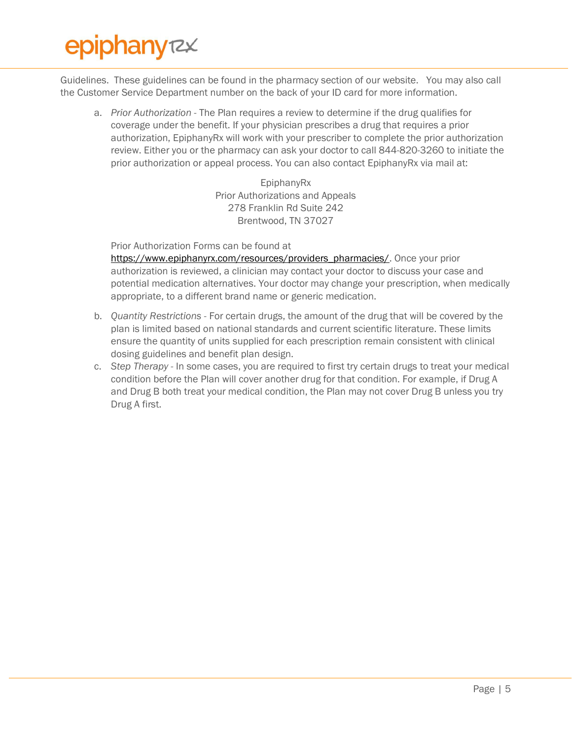Guidelines. These guidelines can be found in the pharmacy section of our website. You may also call the Customer Service Department number on the back of your ID card for more information.

a. *Prior Authorization* - The Plan requires a review to determine if the drug qualifies for coverage under the benefit. If your physician prescribes a drug that requires a prior authorization, EpiphanyRx will work with your prescriber to complete the prior authorization review. Either you or the pharmacy can ask your doctor to call 844-820-3260 to initiate the prior authorization or appeal process. You can also contact EpiphanyRx via mail at:

   EpiphanyRx
   Prior Authorizations and Appeals
   278 Franklin Rd Suite 242
   Brentwood, TN 37027

   Prior Authorization Forms can be found at https://www.epiphanyrx.com/resources/providers_pharmacies/. Once your prior authorization is reviewed, a clinician may contact your doctor to discuss your case and potential medication alternatives. Your doctor may change your prescription, when medically appropriate, to a different brand name or generic medication.

b. *Quantity Restrictions* - For certain drugs, the amount of the drug that will be covered by the plan is limited based on national standards and current scientific literature. These limits ensure the quantity of units supplied for each prescription remain consistent with clinical dosing guidelines and benefit plan design.

c. *Step Therapy* - In some cases, you are required to first try certain drugs to treat your medical condition before the Plan will cover another drug for that condition. For example, if Drug A and Drug B both treat your medical condition, the Plan may not cover Drug B unless you try Drug A first.